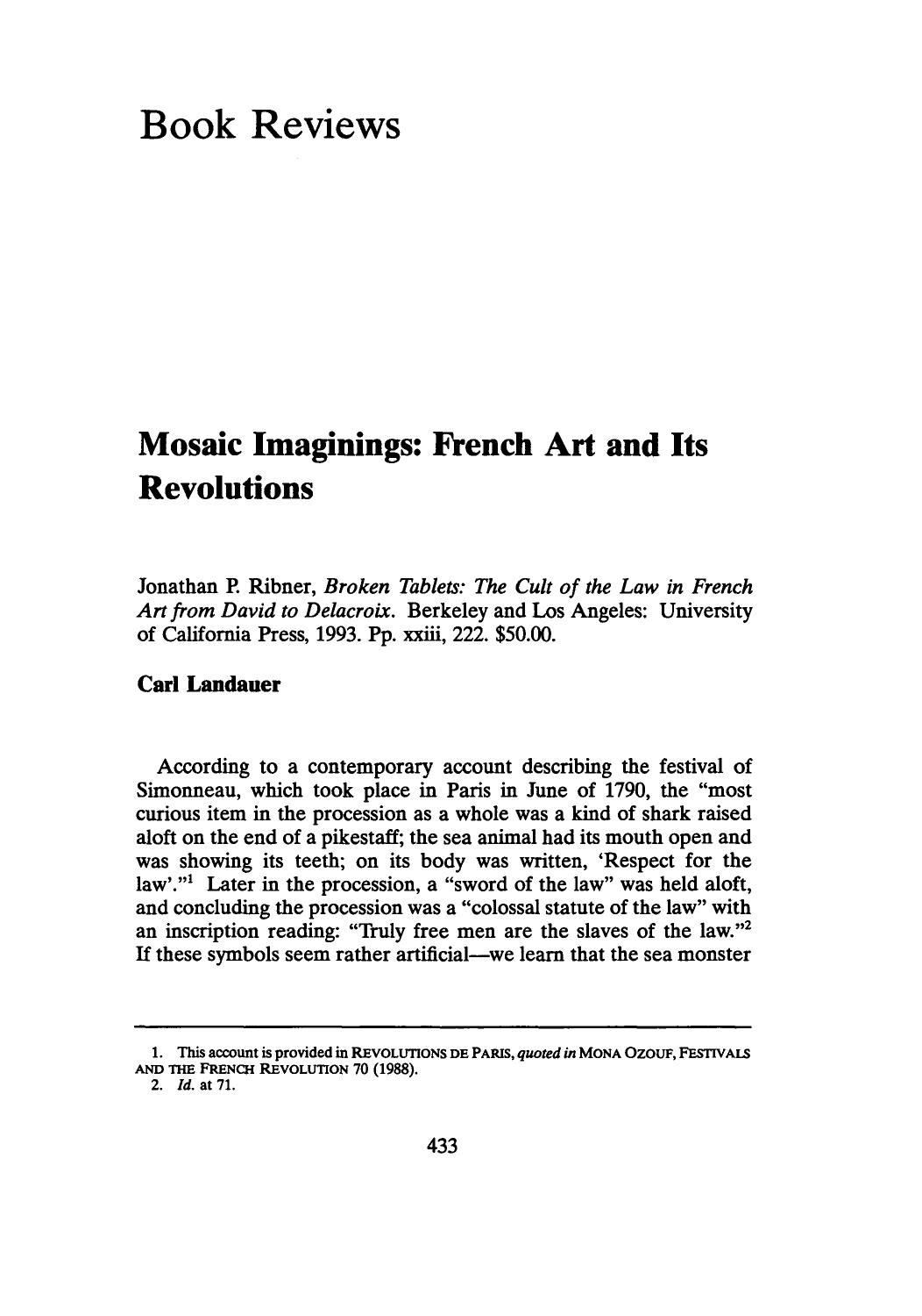# Book Reviews

## Mosaic Imaginings: French Art and Its Revolutions

Jonathan P. Ribner, *Broken Tablets: The Cult of the Law in French Art from David to Delacroix*. Berkeley and Los Angeles: University of California Press, 1993. Pp. xxiii, 222. $50.00.

**Carl Landauer**

According to a contemporary account describing the festival of Simonneau, which took place in Paris in June of 1790, the "most curious item in the procession as a whole was a kind of shark raised aloft on the end of a pikestaff; the sea animal had its mouth open and was showing its teeth; on its body was written, 'Respect for the law'."[1] Later in the procession, a "sword of the law" was held aloft, and concluding the procession was a "colossal statute of the law" with an inscription reading: "Truly free men are the slaves of the law."[2] If these symbols seem rather artificial—we learn that the sea monster

---

1. This account is provided in REVOLUTIONS DE PARIS, *quoted in* MONA OZOUF, FESTIVALS AND THE FRENCH REVOLUTION 70 (1988).

2. *Id.* at 71.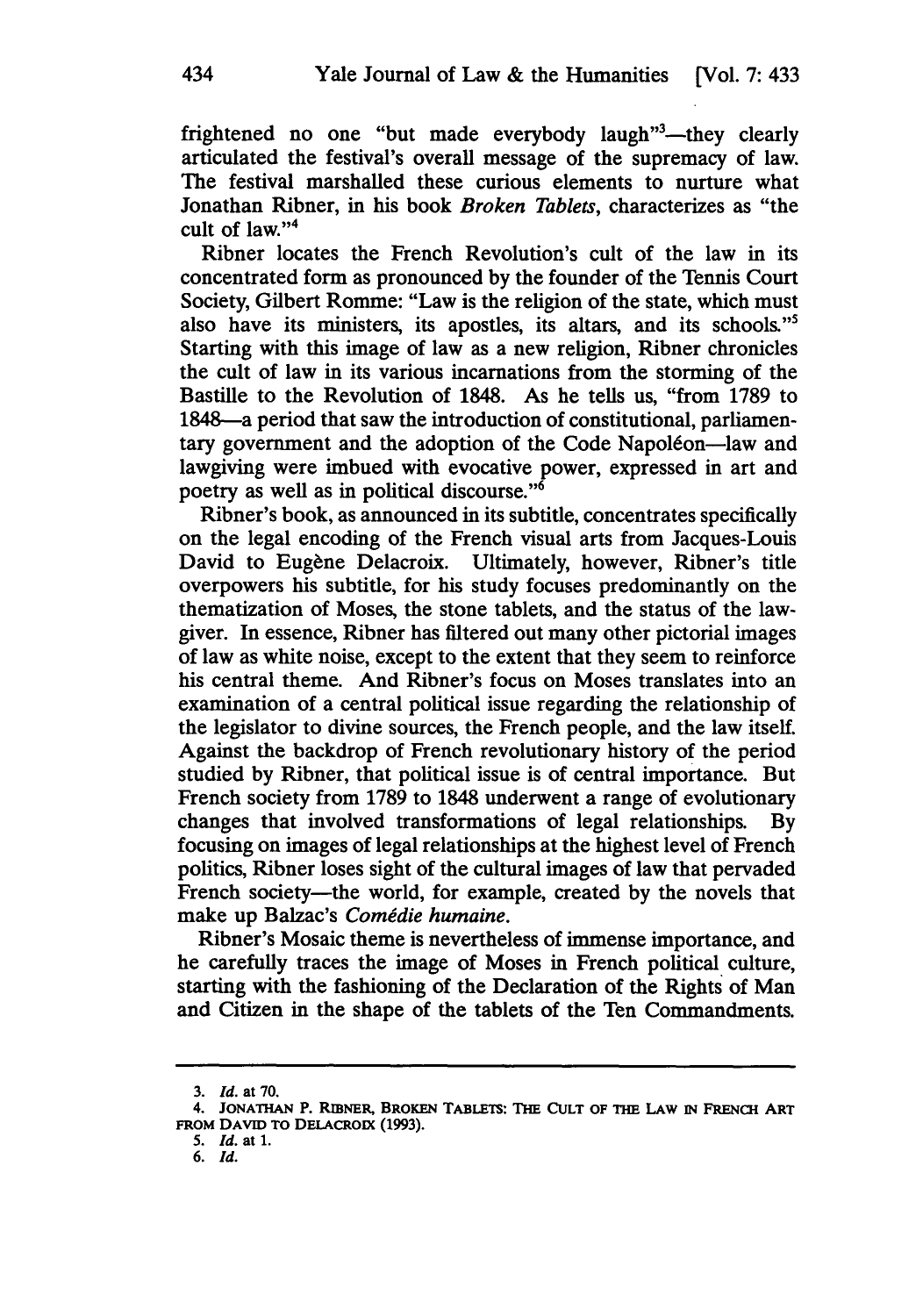frightened no one "but made everybody laugh"[3]—they clearly articulated the festival's overall message of the supremacy of law. The festival marshalled these curious elements to nurture what Jonathan Ribner, in his book *Broken Tablets*, characterizes as "the cult of law."[4]

Ribner locates the French Revolution's cult of the law in its concentrated form as pronounced by the founder of the Tennis Court Society, Gilbert Romme: "Law is the religion of the state, which must also have its ministers, its apostles, its altars, and its schools."[5] Starting with this image of law as a new religion, Ribner chronicles the cult of law in its various incarnations from the storming of the Bastille to the Revolution of 1848. As he tells us, "from 1789 to 1848—a period that saw the introduction of constitutional, parliamentary government and the adoption of the Code Napoléon—law and lawgiving were imbued with evocative power, expressed in art and poetry as well as in political discourse."[6]

Ribner's book, as announced in its subtitle, concentrates specifically on the legal encoding of the French visual arts from Jacques-Louis David to Eugène Delacroix. Ultimately, however, Ribner's title overpowers his subtitle, for his study focuses predominantly on the thematization of Moses, the stone tablets, and the status of the lawgiver. In essence, Ribner has filtered out many other pictorial images of law as white noise, except to the extent that they seem to reinforce his central theme. And Ribner's focus on Moses translates into an examination of a central political issue regarding the relationship of the legislator to divine sources, the French people, and the law itself. Against the backdrop of French revolutionary history of the period studied by Ribner, that political issue is of central importance. But French society from 1789 to 1848 underwent a range of evolutionary changes that involved transformations of legal relationships. By focusing on images of legal relationships at the highest level of French politics, Ribner loses sight of the cultural images of law that pervaded French society—the world, for example, created by the novels that make up Balzac's *Comédie humaine*.

Ribner's Mosaic theme is nevertheless of immense importance, and he carefully traces the image of Moses in French political culture, starting with the fashioning of the Declaration of the Rights of Man and Citizen in the shape of the tablets of the Ten Commandments.

---

3. *Id.* at 70.

4. JONATHAN P. RIBNER, BROKEN TABLETS: THE CULT OF THE LAW IN FRENCH ART FROM DAVID TO DELACROIX (1993).

5. *Id.* at 1.

6. *Id.*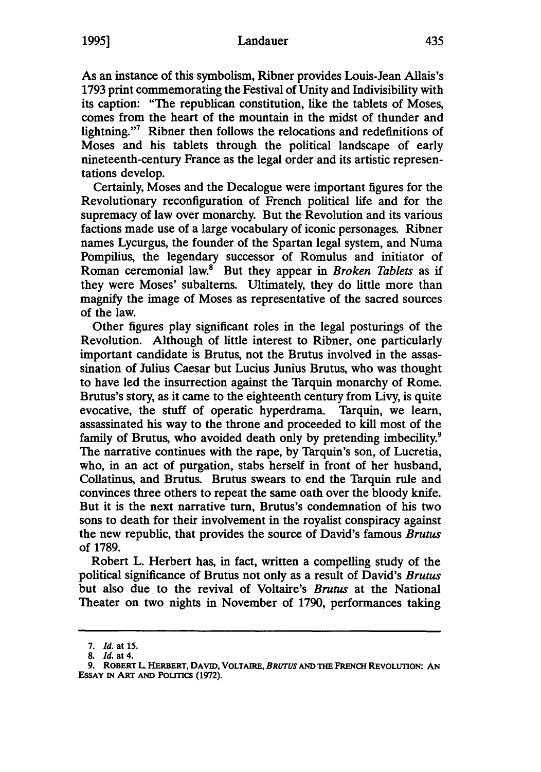As an instance of this symbolism, Ribner provides Louis-Jean Allais's 1793 print commemorating the Festival of Unity and Indivisibility with its caption: "The republican constitution, like the tablets of Moses, comes from the heart of the mountain in the midst of thunder and lightning."[7] Ribner then follows the relocations and redefinitions of Moses and his tablets through the political landscape of early nineteenth-century France as the legal order and its artistic representations develop.

Certainly, Moses and the Decalogue were important figures for the Revolutionary reconfiguration of French political life and for the supremacy of law over monarchy. But the Revolution and its various factions made use of a large vocabulary of iconic personages. Ribner names Lycurgus, the founder of the Spartan legal system, and Numa Pompilius, the legendary successor of Romulus and initiator of Roman ceremonial law.[8] But they appear in *Broken Tablets* as if they were Moses' subalterns. Ultimately, they do little more than magnify the image of Moses as representative of the sacred sources of the law.

Other figures play significant roles in the legal posturings of the Revolution. Although of little interest to Ribner, one particularly important candidate is Brutus, not the Brutus involved in the assassination of Julius Caesar but Lucius Junius Brutus, who was thought to have led the insurrection against the Tarquin monarchy of Rome. Brutus's story, as it came to the eighteenth century from Livy, is quite evocative, the stuff of operatic hyperdrama. Tarquin, we learn, assassinated his way to the throne and proceeded to kill most of the family of Brutus, who avoided death only by pretending imbecility.[9] The narrative continues with the rape, by Tarquin's son, of Lucretia, who, in an act of purgation, stabs herself in front of her husband, Collatinus, and Brutus. Brutus swears to end the Tarquin rule and convinces three others to repeat the same oath over the bloody knife. But it is the next narrative turn, Brutus's condemnation of his two sons to death for their involvement in the royalist conspiracy against the new republic, that provides the source of David's famous *Brutus* of 1789.

Robert L. Herbert has, in fact, written a compelling study of the political significance of Brutus not only as a result of David's *Brutus* but also due to the revival of Voltaire's *Brutus* at the National Theater on two nights in November of 1790, performances taking

---

7. *Id.* at 15.

8. *Id.* at 4.

9. ROBERT L. HERBERT, DAVID, VOLTAIRE, *BRUTUS* AND THE FRENCH REVOLUTION: AN ESSAY IN ART AND POLITICS (1972).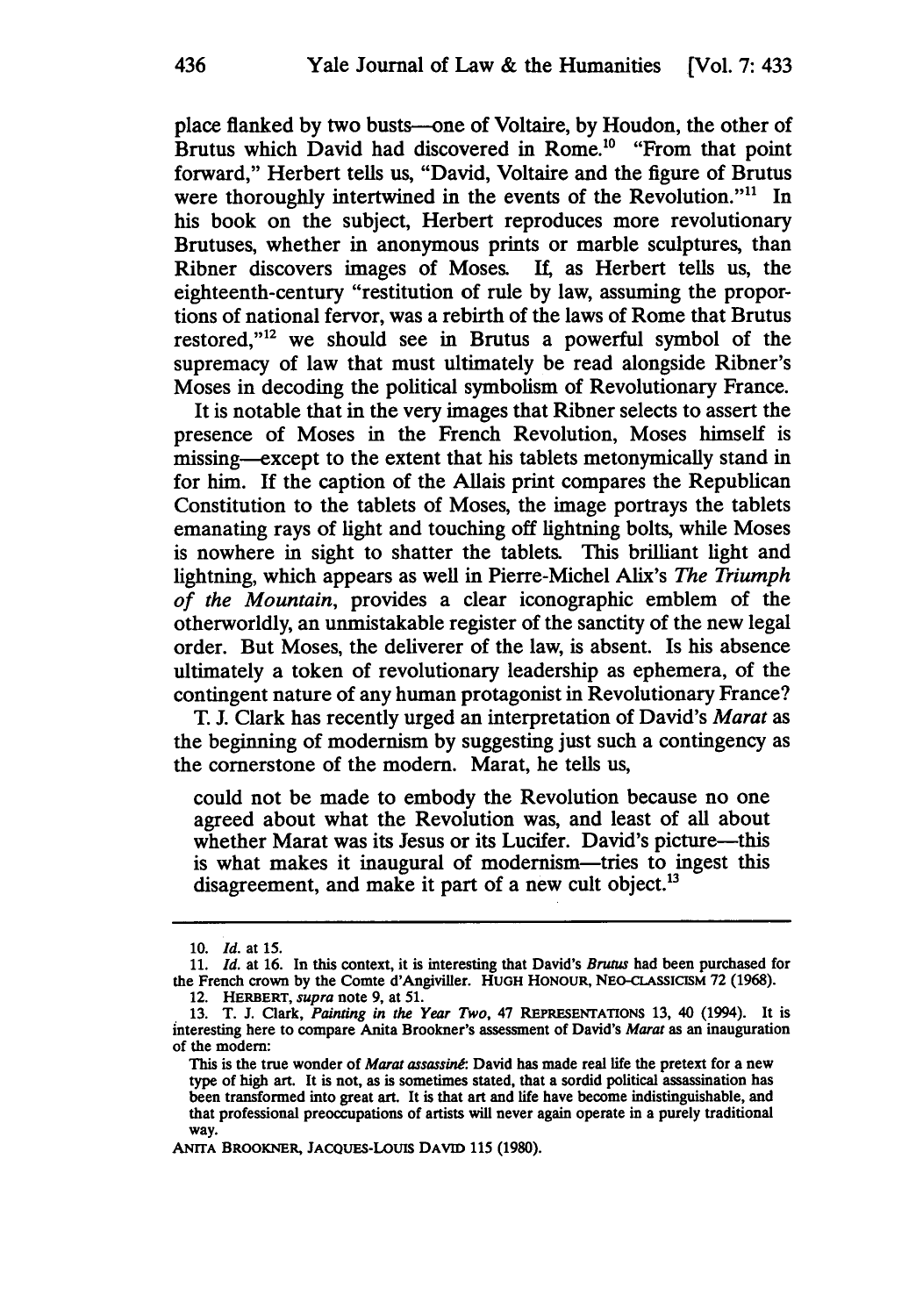place flanked by two busts—one of Voltaire, by Houdon, the other of Brutus which David had discovered in Rome.[10] "From that point forward," Herbert tells us, "David, Voltaire and the figure of Brutus were thoroughly intertwined in the events of the Revolution."[11] In his book on the subject, Herbert reproduces more revolutionary Brutuses, whether in anonymous prints or marble sculptures, than Ribner discovers images of Moses. If, as Herbert tells us, the eighteenth-century "restitution of rule by law, assuming the proportions of national fervor, was a rebirth of the laws of Rome that Brutus restored,"[12] we should see in Brutus a powerful symbol of the supremacy of law that must ultimately be read alongside Ribner's Moses in decoding the political symbolism of Revolutionary France.

It is notable that in the very images that Ribner selects to assert the presence of Moses in the French Revolution, Moses himself is missing—except to the extent that his tablets metonymically stand in for him. If the caption of the Allais print compares the Republican Constitution to the tablets of Moses, the image portrays the tablets emanating rays of light and touching off lightning bolts, while Moses is nowhere in sight to shatter the tablets. This brilliant light and lightning, which appears as well in Pierre-Michel Alix's *The Triumph of the Mountain*, provides a clear iconographic emblem of the otherworldly, an unmistakable register of the sanctity of the new legal order. But Moses, the deliverer of the law, is absent. Is his absence ultimately a token of revolutionary leadership as ephemera, of the contingent nature of any human protagonist in Revolutionary France?

T. J. Clark has recently urged an interpretation of David's *Marat* as the beginning of modernism by suggesting just such a contingency as the cornerstone of the modern. Marat, he tells us,

> could not be made to embody the Revolution because no one agreed about what the Revolution was, and least of all about whether Marat was its Jesus or its Lucifer. David's picture—this is what makes it inaugural of modernism—tries to ingest this disagreement, and make it part of a new cult object.[13]

---

10. *Id.* at 15.

11. *Id.* at 16. In this context, it is interesting that David's *Brutus* had been purchased for the French crown by the Comte d'Angiviller. HUGH HONOUR, NEO-CLASSICISM 72 (1968).

12. HERBERT, *supra* note 9, at 51.

13. T. J. Clark, *Painting in the Year Two*, 47 REPRESENTATIONS 13, 40 (1994). It is interesting here to compare Anita Brookner's assessment of David's *Marat* as an inauguration of the modern:

> This is the true wonder of *Marat assassiné*: David has made real life the pretext for a new type of high art. It is not, as is sometimes stated, that a sordid political assassination has been transformed into great art. It is that art and life have become indistinguishable, and that professional preoccupations of artists will never again operate in a purely traditional way.

ANITA BROOKNER, JACQUES-LOUIS DAVID 115 (1980).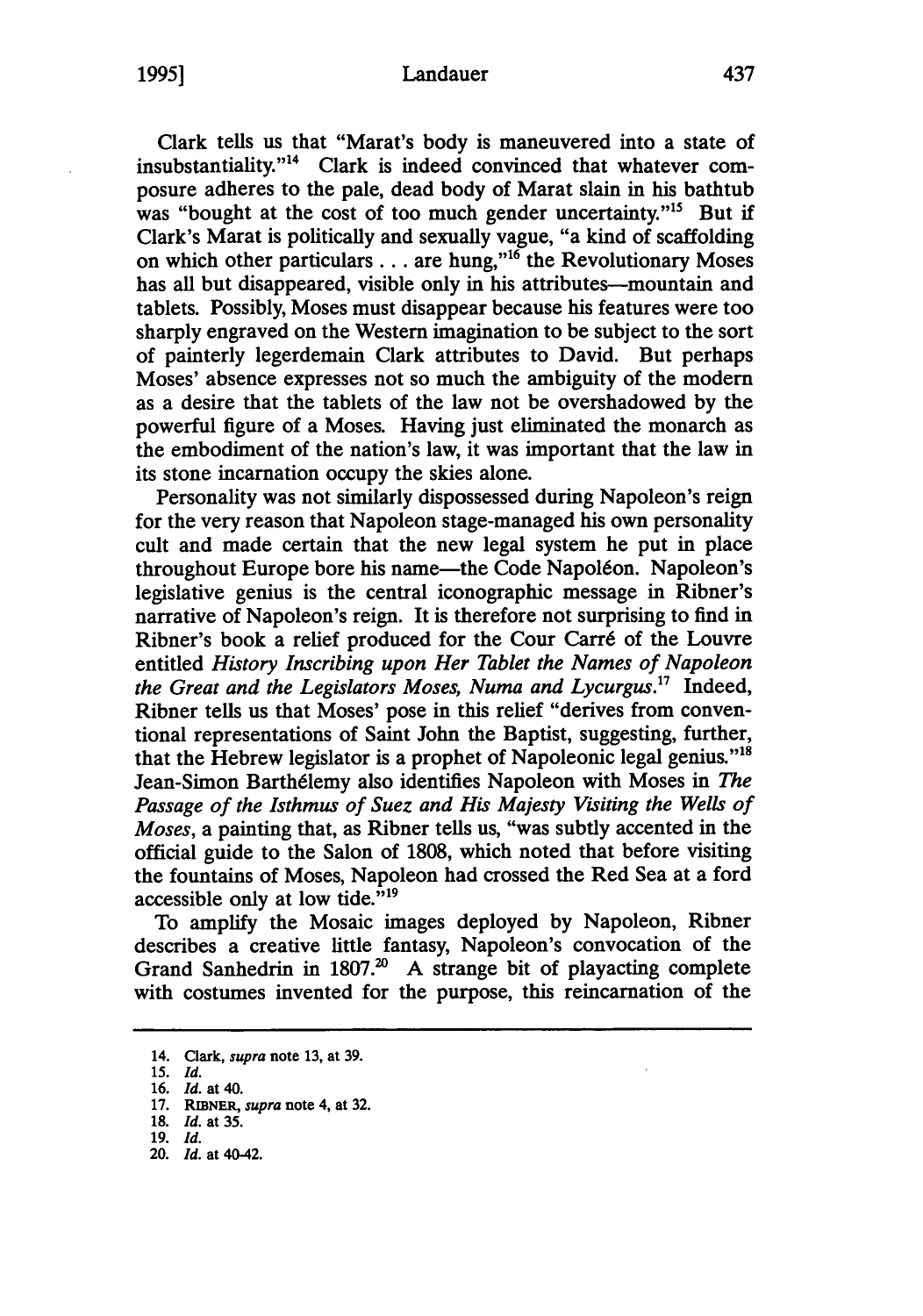Clark tells us that "Marat's body is maneuvered into a state of insubstantiality."[14] Clark is indeed convinced that whatever composure adheres to the pale, dead body of Marat slain in his bathtub was "bought at the cost of too much gender uncertainty."[15] But if Clark's Marat is politically and sexually vague, "a kind of scaffolding on which other particulars . . . are hung,"[16] the Revolutionary Moses has all but disappeared, visible only in his attributes—mountain and tablets. Possibly, Moses must disappear because his features were too sharply engraved on the Western imagination to be subject to the sort of painterly legerdemain Clark attributes to David. But perhaps Moses' absence expresses not so much the ambiguity of the modern as a desire that the tablets of the law not be overshadowed by the powerful figure of a Moses. Having just eliminated the monarch as the embodiment of the nation's law, it was important that the law in its stone incarnation occupy the skies alone.

Personality was not similarly dispossessed during Napoleon's reign for the very reason that Napoleon stage-managed his own personality cult and made certain that the new legal system he put in place throughout Europe bore his name—the Code Napoléon. Napoleon's legislative genius is the central iconographic message in Ribner's narrative of Napoleon's reign. It is therefore not surprising to find in Ribner's book a relief produced for the Cour Carré of the Louvre entitled *History Inscribing upon Her Tablet the Names of Napoleon the Great and the Legislators Moses, Numa and Lycurgus.*[17] Indeed, Ribner tells us that Moses' pose in this relief "derives from conventional representations of Saint John the Baptist, suggesting, further, that the Hebrew legislator is a prophet of Napoleonic legal genius."[18] Jean-Simon Barthélemy also identifies Napoleon with Moses in *The Passage of the Isthmus of Suez and His Majesty Visiting the Wells of Moses*, a painting that, as Ribner tells us, "was subtly accented in the official guide to the Salon of 1808, which noted that before visiting the fountains of Moses, Napoleon had crossed the Red Sea at a ford accessible only at low tide."[19]

To amplify the Mosaic images deployed by Napoleon, Ribner describes a creative little fantasy, Napoleon's convocation of the Grand Sanhedrin in 1807.[20] A strange bit of playacting complete with costumes invented for the purpose, this reincarnation of the

---

14. Clark, *supra* note 13, at 39.
15. *Id.*
16. *Id.* at 40.
17. RIBNER, *supra* note 4, at 32.
18. *Id.* at 35.
19. *Id.*
20. *Id.* at 40-42.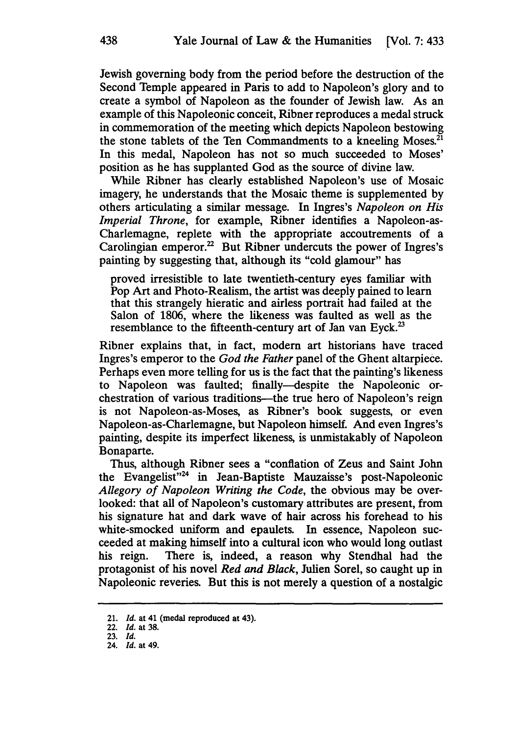Jewish governing body from the period before the destruction of the Second Temple appeared in Paris to add to Napoleon's glory and to create a symbol of Napoleon as the founder of Jewish law. As an example of this Napoleonic conceit, Ribner reproduces a medal struck in commemoration of the meeting which depicts Napoleon bestowing the stone tablets of the Ten Commandments to a kneeling Moses.[21] In this medal, Napoleon has not so much succeeded to Moses' position as he has supplanted God as the source of divine law.

While Ribner has clearly established Napoleon's use of Mosaic imagery, he understands that the Mosaic theme is supplemented by others articulating a similar message. In Ingres's *Napoleon on His Imperial Throne*, for example, Ribner identifies a Napoleon-as-Charlemagne, replete with the appropriate accoutrements of a Carolingian emperor.[22] But Ribner undercuts the power of Ingres's painting by suggesting that, although its "cold glamour" has

> proved irresistible to late twentieth-century eyes familiar with Pop Art and Photo-Realism, the artist was deeply pained to learn that this strangely hieratic and airless portrait had failed at the Salon of 1806, where the likeness was faulted as well as the resemblance to the fifteenth-century art of Jan van Eyck.[23]

Ribner explains that, in fact, modern art historians have traced Ingres's emperor to the *God the Father* panel of the Ghent altarpiece. Perhaps even more telling for us is the fact that the painting's likeness to Napoleon was faulted; finally—despite the Napoleonic orchestration of various traditions—the true hero of Napoleon's reign is not Napoleon-as-Moses, as Ribner's book suggests, or even Napoleon-as-Charlemagne, but Napoleon himself. And even Ingres's painting, despite its imperfect likeness, is unmistakably of Napoleon Bonaparte.

Thus, although Ribner sees a "conflation of Zeus and Saint John the Evangelist"[24] in Jean-Baptiste Mauzaisse's post-Napoleonic *Allegory of Napoleon Writing the Code*, the obvious may be overlooked: that all of Napoleon's customary attributes are present, from his signature hat and dark wave of hair across his forehead to his white-smocked uniform and epaulets. In essence, Napoleon succeeded at making himself into a cultural icon who would long outlast his reign. There is, indeed, a reason why Stendhal had the protagonist of his novel *Red and Black*, Julien Sorel, so caught up in Napoleonic reveries. But this is not merely a question of a nostalgic

---

21. *Id.* at 41 (medal reproduced at 43).
22. *Id.* at 38.
23. *Id.*
24. *Id.* at 49.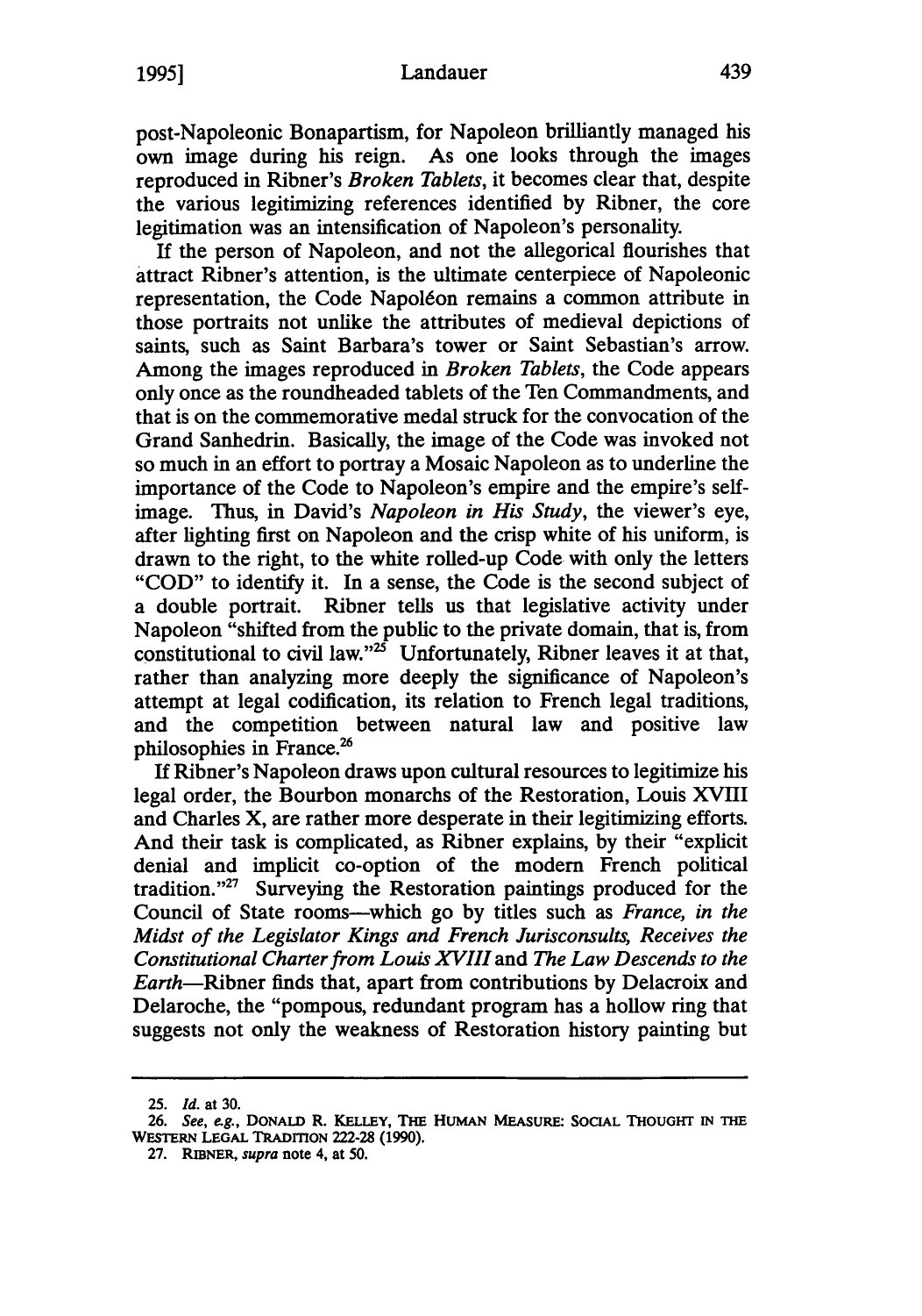post-Napoleonic Bonapartism, for Napoleon brilliantly managed his own image during his reign. As one looks through the images reproduced in Ribner's *Broken Tablets*, it becomes clear that, despite the various legitimizing references identified by Ribner, the core legitimation was an intensification of Napoleon's personality.

If the person of Napoleon, and not the allegorical flourishes that attract Ribner's attention, is the ultimate centerpiece of Napoleonic representation, the Code Napoléon remains a common attribute in those portraits not unlike the attributes of medieval depictions of saints, such as Saint Barbara's tower or Saint Sebastian's arrow. Among the images reproduced in *Broken Tablets*, the Code appears only once as the roundheaded tablets of the Ten Commandments, and that is on the commemorative medal struck for the convocation of the Grand Sanhedrin. Basically, the image of the Code was invoked not so much in an effort to portray a Mosaic Napoleon as to underline the importance of the Code to Napoleon's empire and the empire's self-image. Thus, in David's *Napoleon in His Study*, the viewer's eye, after lighting first on Napoleon and the crisp white of his uniform, is drawn to the right, to the white rolled-up Code with only the letters "COD" to identify it. In a sense, the Code is the second subject of a double portrait. Ribner tells us that legislative activity under Napoleon "shifted from the public to the private domain, that is, from constitutional to civil law."[25] Unfortunately, Ribner leaves it at that, rather than analyzing more deeply the significance of Napoleon's attempt at legal codification, its relation to French legal traditions, and the competition between natural law and positive law philosophies in France.[26]

If Ribner's Napoleon draws upon cultural resources to legitimize his legal order, the Bourbon monarchs of the Restoration, Louis XVIII and Charles X, are rather more desperate in their legitimizing efforts. And their task is complicated, as Ribner explains, by their "explicit denial and implicit co-option of the modern French political tradition."[27] Surveying the Restoration paintings produced for the Council of State rooms—which go by titles such as *France, in the Midst of the Legislator Kings and French Jurisconsults, Receives the Constitutional Charter from Louis XVIII* and *The Law Descends to the Earth*—Ribner finds that, apart from contributions by Delacroix and Delaroche, the "pompous, redundant program has a hollow ring that suggests not only the weakness of Restoration history painting but

---

25. *Id.* at 30.

26. *See, e.g.*, DONALD R. KELLEY, THE HUMAN MEASURE: SOCIAL THOUGHT IN THE WESTERN LEGAL TRADITION 222-28 (1990).

27. RIBNER, *supra* note 4, at 50.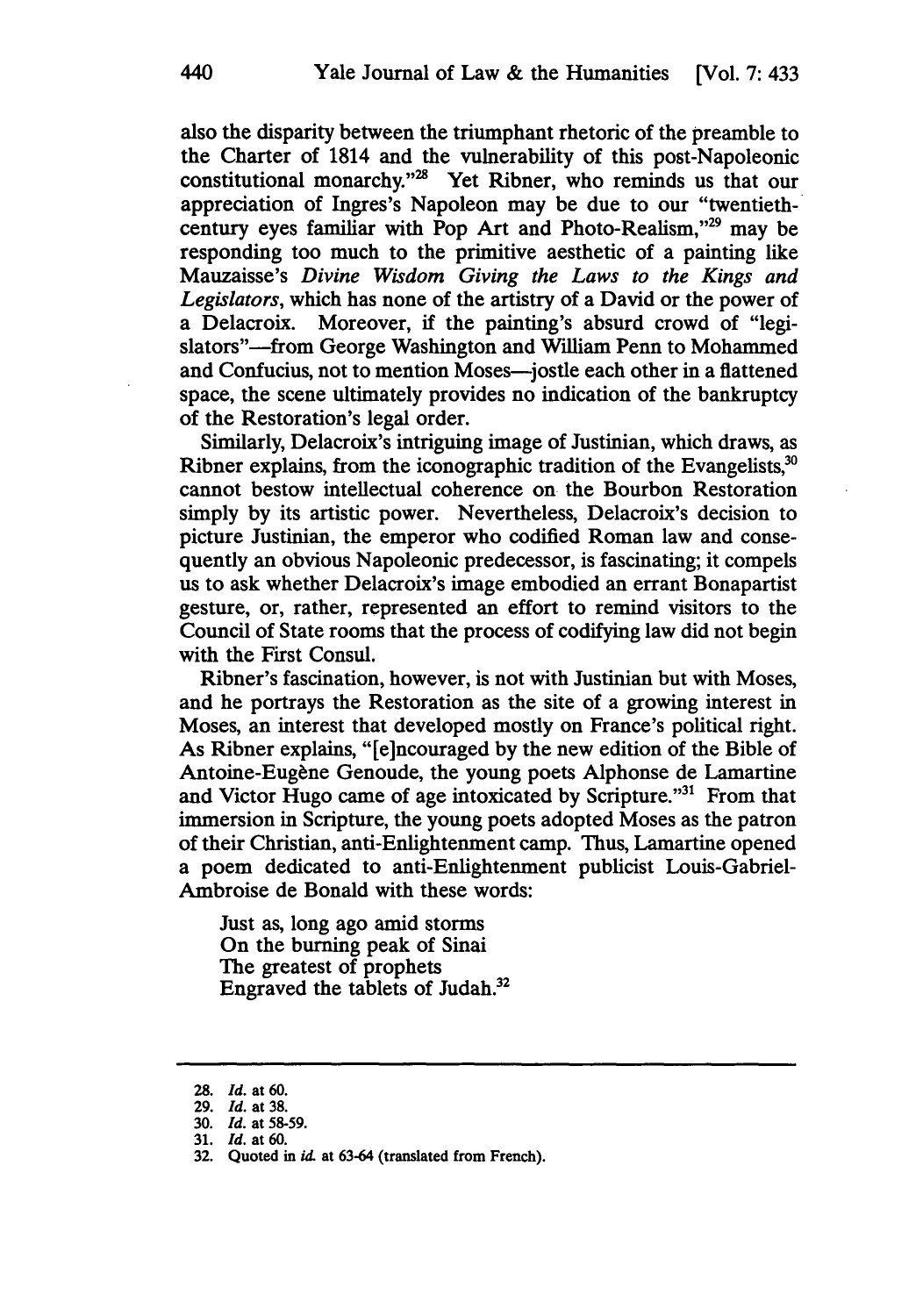also the disparity between the triumphant rhetoric of the preamble to the Charter of 1814 and the vulnerability of this post-Napoleonic constitutional monarchy."[28] Yet Ribner, who reminds us that our appreciation of Ingres's Napoleon may be due to our "twentieth-century eyes familiar with Pop Art and Photo-Realism,"[29] may be responding too much to the primitive aesthetic of a painting like Mauzaisse's *Divine Wisdom Giving the Laws to the Kings and Legislators*, which has none of the artistry of a David or the power of a Delacroix. Moreover, if the painting's absurd crowd of "legislators"—from George Washington and William Penn to Mohammed and Confucius, not to mention Moses—jostle each other in a flattened space, the scene ultimately provides no indication of the bankruptcy of the Restoration's legal order.

Similarly, Delacroix's intriguing image of Justinian, which draws, as Ribner explains, from the iconographic tradition of the Evangelists,[30] cannot bestow intellectual coherence on the Bourbon Restoration simply by its artistic power. Nevertheless, Delacroix's decision to picture Justinian, the emperor who codified Roman law and consequently an obvious Napoleonic predecessor, is fascinating; it compels us to ask whether Delacroix's image embodied an errant Bonapartist gesture, or, rather, represented an effort to remind visitors to the Council of State rooms that the process of codifying law did not begin with the First Consul.

Ribner's fascination, however, is not with Justinian but with Moses, and he portrays the Restoration as the site of a growing interest in Moses, an interest that developed mostly on France's political right. As Ribner explains, "[e]ncouraged by the new edition of the Bible of Antoine-Eugène Genoude, the young poets Alphonse de Lamartine and Victor Hugo came of age intoxicated by Scripture."[31] From that immersion in Scripture, the young poets adopted Moses as the patron of their Christian, anti-Enlightenment camp. Thus, Lamartine opened a poem dedicated to anti-Enlightenment publicist Louis-Gabriel-Ambroise de Bonald with these words:

> Just as, long ago amid storms  
> On the burning peak of Sinai  
> The greatest of prophets  
> Engraved the tablets of Judah.[32]

---

28. *Id.* at 60.
29. *Id.* at 38.
30. *Id.* at 58-59.
31. *Id.* at 60.
32. Quoted in *id.* at 63-64 (translated from French).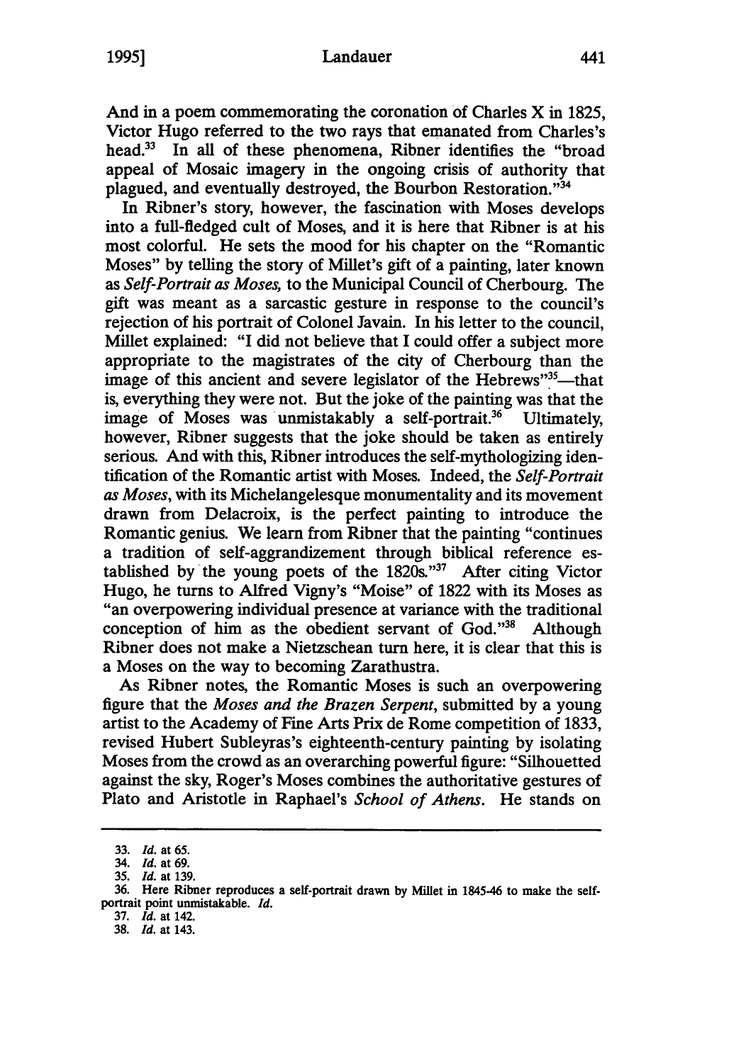And in a poem commemorating the coronation of Charles X in 1825, Victor Hugo referred to the two rays that emanated from Charles's head.[33] In all of these phenomena, Ribner identifies the "broad appeal of Mosaic imagery in the ongoing crisis of authority that plagued, and eventually destroyed, the Bourbon Restoration."[34]

In Ribner's story, however, the fascination with Moses develops into a full-fledged cult of Moses, and it is here that Ribner is at his most colorful. He sets the mood for his chapter on the "Romantic Moses" by telling the story of Millet's gift of a painting, later known as *Self-Portrait as Moses*, to the Municipal Council of Cherbourg. The gift was meant as a sarcastic gesture in response to the council's rejection of his portrait of Colonel Javain. In his letter to the council, Millet explained: "I did not believe that I could offer a subject more appropriate to the magistrates of the city of Cherbourg than the image of this ancient and severe legislator of the Hebrews"[35]—that is, everything they were not. But the joke of the painting was that the image of Moses was unmistakably a self-portrait.[36] Ultimately, however, Ribner suggests that the joke should be taken as entirely serious. And with this, Ribner introduces the self-mythologizing identification of the Romantic artist with Moses. Indeed, the *Self-Portrait as Moses*, with its Michelangelesque monumentality and its movement drawn from Delacroix, is the perfect painting to introduce the Romantic genius. We learn from Ribner that the painting "continues a tradition of self-aggrandizement through biblical reference established by the young poets of the 1820s."[37] After citing Victor Hugo, he turns to Alfred Vigny's "Moise" of 1822 with its Moses as "an overpowering individual presence at variance with the traditional conception of him as the obedient servant of God."[38] Although Ribner does not make a Nietzschean turn here, it is clear that this is a Moses on the way to becoming Zarathustra.

As Ribner notes, the Romantic Moses is such an overpowering figure that the *Moses and the Brazen Serpent*, submitted by a young artist to the Academy of Fine Arts Prix de Rome competition of 1833, revised Hubert Subleyras's eighteenth-century painting by isolating Moses from the crowd as an overarching powerful figure: "Silhouetted against the sky, Roger's Moses combines the authoritative gestures of Plato and Aristotle in Raphael's *School of Athens*. He stands on

---

33. *Id.* at 65.

34. *Id.* at 69.

35. *Id.* at 139.

36. Here Ribner reproduces a self-portrait drawn by Millet in 1845-46 to make the self-portrait point unmistakable. *Id.*

37. *Id.* at 142.

38. *Id.* at 143.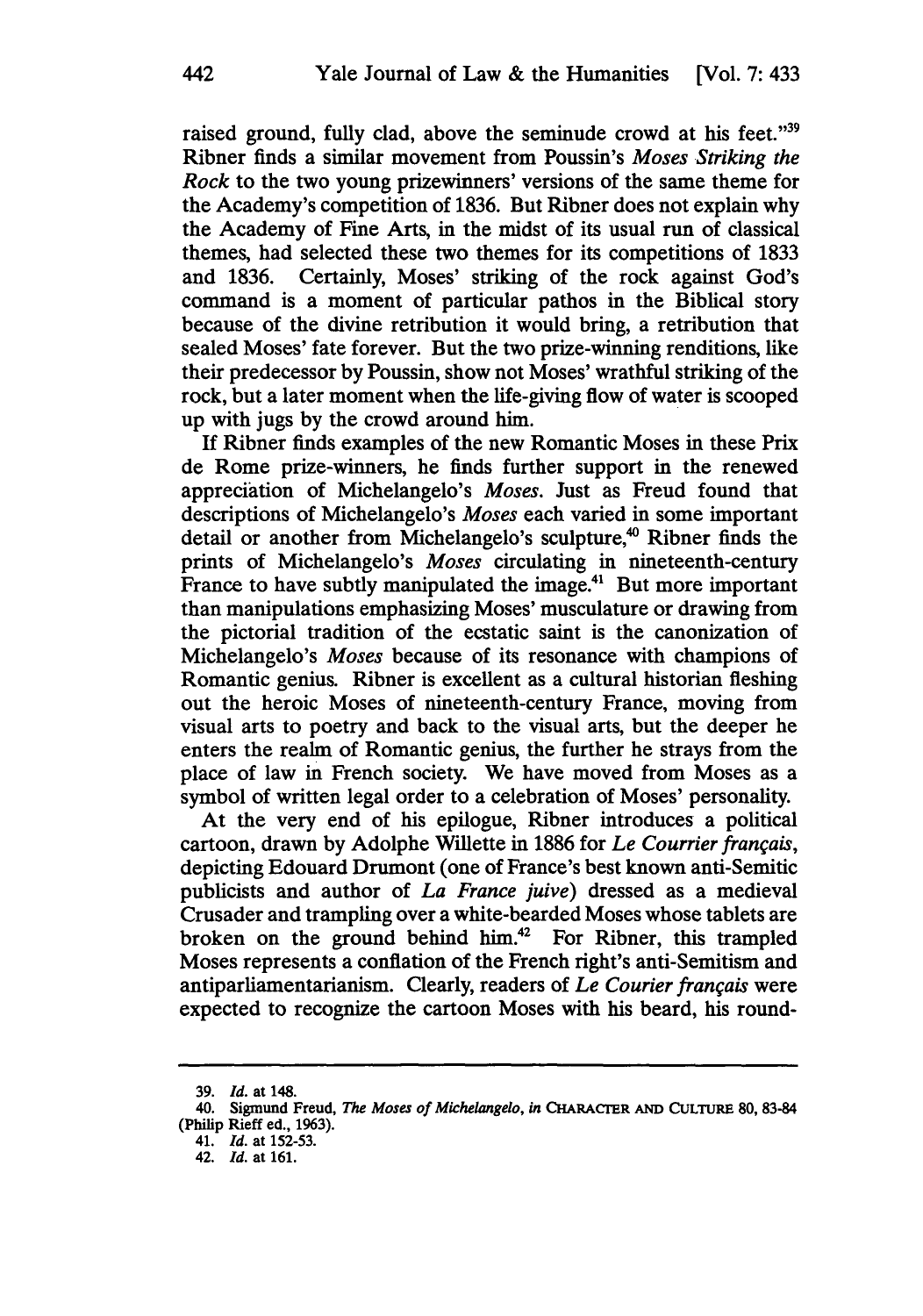raised ground, fully clad, above the seminude crowd at his feet."[39] Ribner finds a similar movement from Poussin's *Moses Striking the Rock* to the two young prizewinners' versions of the same theme for the Academy's competition of 1836. But Ribner does not explain why the Academy of Fine Arts, in the midst of its usual run of classical themes, had selected these two themes for its competitions of 1833 and 1836. Certainly, Moses' striking of the rock against God's command is a moment of particular pathos in the Biblical story because of the divine retribution it would bring, a retribution that sealed Moses' fate forever. But the two prize-winning renditions, like their predecessor by Poussin, show not Moses' wrathful striking of the rock, but a later moment when the life-giving flow of water is scooped up with jugs by the crowd around him.

If Ribner finds examples of the new Romantic Moses in these Prix de Rome prize-winners, he finds further support in the renewed appreciation of Michelangelo's *Moses*. Just as Freud found that descriptions of Michelangelo's *Moses* each varied in some important detail or another from Michelangelo's sculpture,[40] Ribner finds the prints of Michelangelo's *Moses* circulating in nineteenth-century France to have subtly manipulated the image.[41] But more important than manipulations emphasizing Moses' musculature or drawing from the pictorial tradition of the ecstatic saint is the canonization of Michelangelo's *Moses* because of its resonance with champions of Romantic genius. Ribner is excellent as a cultural historian fleshing out the heroic Moses of nineteenth-century France, moving from visual arts to poetry and back to the visual arts, but the deeper he enters the realm of Romantic genius, the further he strays from the place of law in French society. We have moved from Moses as a symbol of written legal order to a celebration of Moses' personality.

At the very end of his epilogue, Ribner introduces a political cartoon, drawn by Adolphe Willette in 1886 for *Le Courrier français*, depicting Edouard Drumont (one of France's best known anti-Semitic publicists and author of *La France juive*) dressed as a medieval Crusader and trampling over a white-bearded Moses whose tablets are broken on the ground behind him.[42] For Ribner, this trampled Moses represents a conflation of the French right's anti-Semitism and antiparliamentarianism. Clearly, readers of *Le Courier français* were expected to recognize the cartoon Moses with his beard, his round-

---

39. *Id.* at 148.

40. Sigmund Freud, *The Moses of Michelangelo*, *in* CHARACTER AND CULTURE 80, 83-84 (Philip Rieff ed., 1963).

41. *Id.* at 152-53.

42. *Id.* at 161.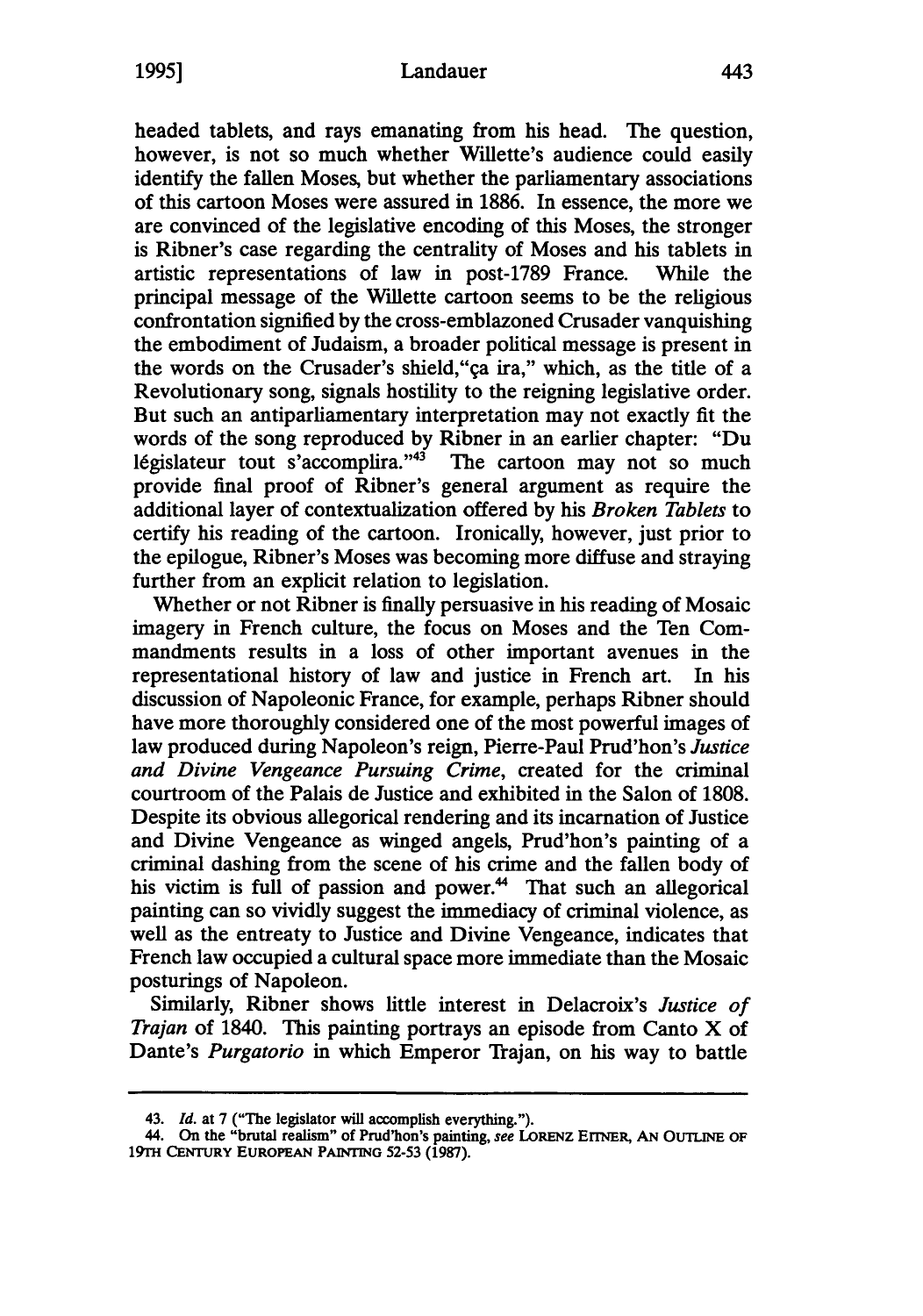headed tablets, and rays emanating from his head. The question, however, is not so much whether Willette's audience could easily identify the fallen Moses, but whether the parliamentary associations of this cartoon Moses were assured in 1886. In essence, the more we are convinced of the legislative encoding of this Moses, the stronger is Ribner's case regarding the centrality of Moses and his tablets in artistic representations of law in post-1789 France. While the principal message of the Willette cartoon seems to be the religious confrontation signified by the cross-emblazoned Crusader vanquishing the embodiment of Judaism, a broader political message is present in the words on the Crusader's shield,"ça ira," which, as the title of a Revolutionary song, signals hostility to the reigning legislative order. But such an antiparliamentary interpretation may not exactly fit the words of the song reproduced by Ribner in an earlier chapter: "Du législateur tout s'accomplira."[43] The cartoon may not so much provide final proof of Ribner's general argument as require the additional layer of contextualization offered by his *Broken Tablets* to certify his reading of the cartoon. Ironically, however, just prior to the epilogue, Ribner's Moses was becoming more diffuse and straying further from an explicit relation to legislation.

Whether or not Ribner is finally persuasive in his reading of Mosaic imagery in French culture, the focus on Moses and the Ten Commandments results in a loss of other important avenues in the representational history of law and justice in French art. In his discussion of Napoleonic France, for example, perhaps Ribner should have more thoroughly considered one of the most powerful images of law produced during Napoleon's reign, Pierre-Paul Prud'hon's *Justice and Divine Vengeance Pursuing Crime*, created for the criminal courtroom of the Palais de Justice and exhibited in the Salon of 1808. Despite its obvious allegorical rendering and its incarnation of Justice and Divine Vengeance as winged angels, Prud'hon's painting of a criminal dashing from the scene of his crime and the fallen body of his victim is full of passion and power.[44] That such an allegorical painting can so vividly suggest the immediacy of criminal violence, as well as the entreaty to Justice and Divine Vengeance, indicates that French law occupied a cultural space more immediate than the Mosaic posturings of Napoleon.

Similarly, Ribner shows little interest in Delacroix's *Justice of Trajan* of 1840. This painting portrays an episode from Canto X of Dante's *Purgatorio* in which Emperor Trajan, on his way to battle

---

43. *Id.* at 7 ("The legislator will accomplish everything.").

44. On the "brutal realism" of Prud'hon's painting, *see* LORENZ EITNER, AN OUTLINE OF 19TH CENTURY EUROPEAN PAINTING 52-53 (1987).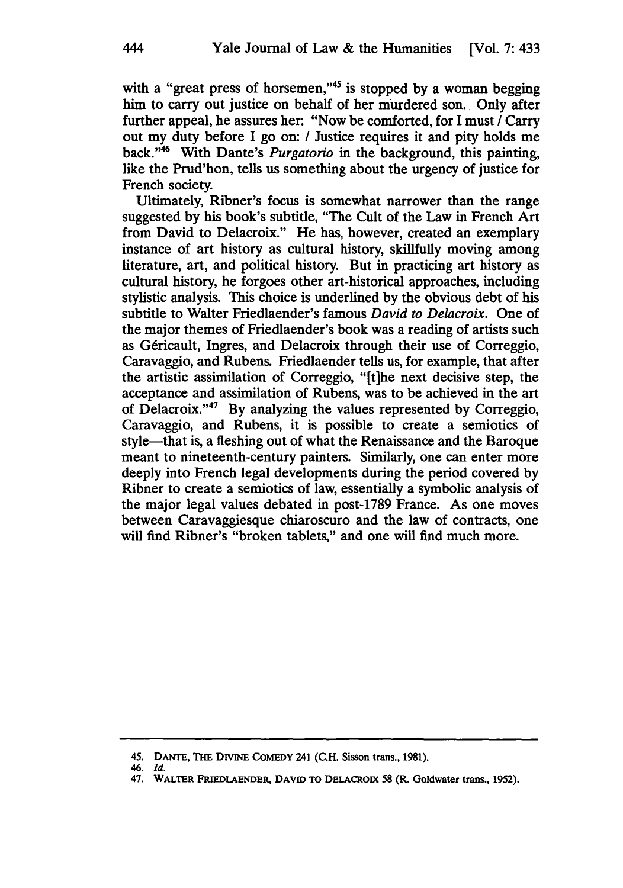with a "great press of horsemen,"[45] is stopped by a woman begging him to carry out justice on behalf of her murdered son. Only after further appeal, he assures her: "Now be comforted, for I must / Carry out my duty before I go on: / Justice requires it and pity holds me back."[46] With Dante's *Purgatorio* in the background, this painting, like the Prud'hon, tells us something about the urgency of justice for French society.

Ultimately, Ribner's focus is somewhat narrower than the range suggested by his book's subtitle, "The Cult of the Law in French Art from David to Delacroix." He has, however, created an exemplary instance of art history as cultural history, skillfully moving among literature, art, and political history. But in practicing art history as cultural history, he forgoes other art-historical approaches, including stylistic analysis. This choice is underlined by the obvious debt of his subtitle to Walter Friedlaender's famous *David to Delacroix*. One of the major themes of Friedlaender's book was a reading of artists such as Géricault, Ingres, and Delacroix through their use of Correggio, Caravaggio, and Rubens. Friedlaender tells us, for example, that after the artistic assimilation of Correggio, "[t]he next decisive step, the acceptance and assimilation of Rubens, was to be achieved in the art of Delacroix."[47] By analyzing the values represented by Correggio, Caravaggio, and Rubens, it is possible to create a semiotics of style—that is, a fleshing out of what the Renaissance and the Baroque meant to nineteenth-century painters. Similarly, one can enter more deeply into French legal developments during the period covered by Ribner to create a semiotics of law, essentially a symbolic analysis of the major legal values debated in post-1789 France. As one moves between Caravaggiesque chiaroscuro and the law of contracts, one will find Ribner's "broken tablets," and one will find much more.

---

45. DANTE, THE DIVINE COMEDY 241 (C.H. Sisson trans., 1981).

46. *Id.*

47. WALTER FRIEDLAENDER, DAVID TO DELACROIX 58 (R. Goldwater trans., 1952).